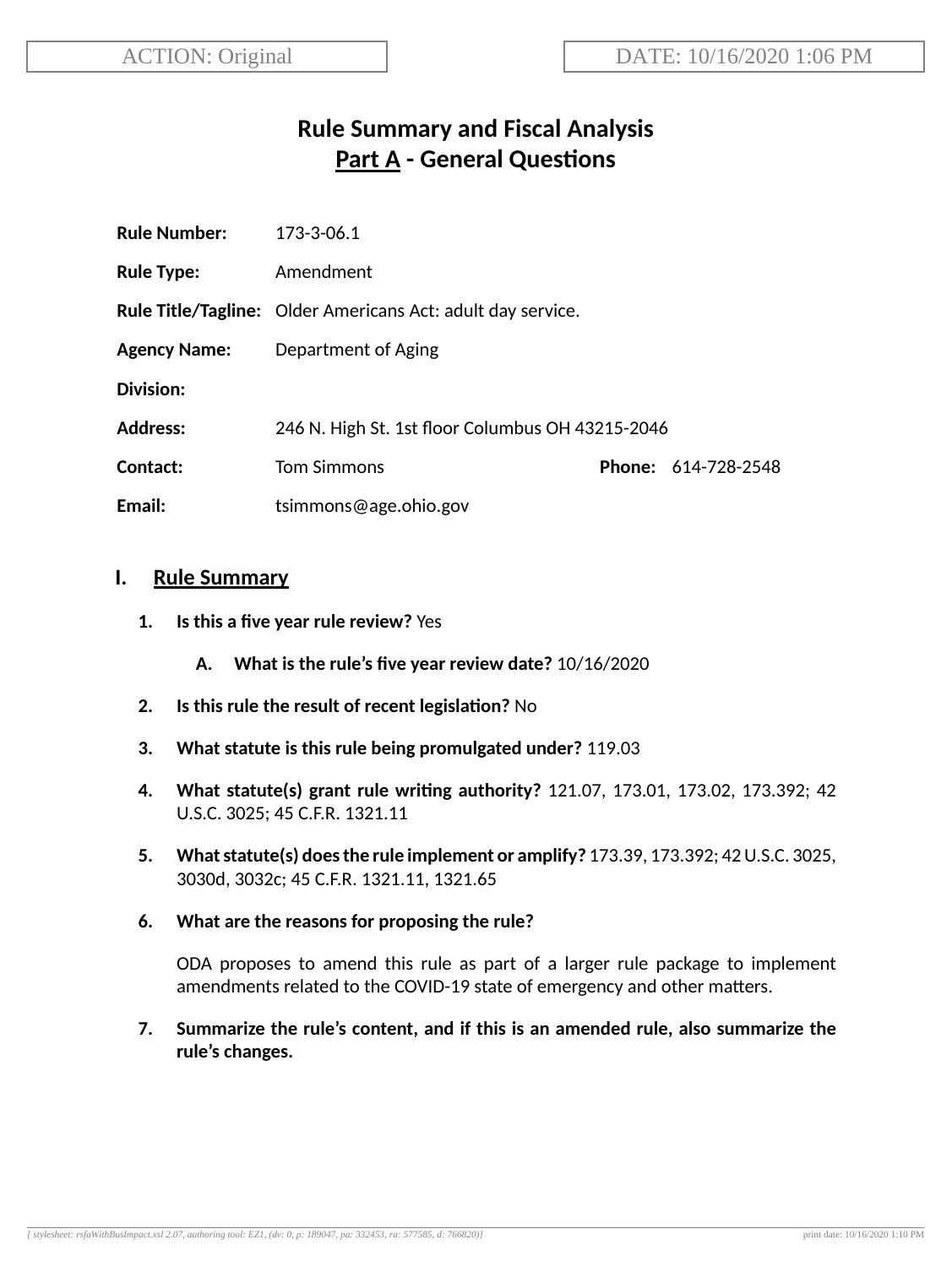ACTION: Original

DATE: 10/16/2020 1:06 PM

# Rule Summary and Fiscal Analysis
## Part A - General Questions

**Rule Number:** 173-3-06.1

**Rule Type:** Amendment

**Rule Title/Tagline:** Older Americans Act: adult day service.

**Agency Name:** Department of Aging

**Division:**

**Address:** 246 N. High St. 1st floor Columbus OH 43215-2046

**Contact:** Tom Simmons **Phone:** 614-728-2548

**Email:** tsimmons@age.ohio.gov

## I. Rule Summary

1. **Is this a five year rule review?** Yes

   A. **What is the rule's five year review date?** 10/16/2020

2. **Is this rule the result of recent legislation?** No

3. **What statute is this rule being promulgated under?** 119.03

4. **What statute(s) grant rule writing authority?** 121.07, 173.01, 173.02, 173.392; 42 U.S.C. 3025; 45 C.F.R. 1321.11

5. **What statute(s) does the rule implement or amplify?** 173.39, 173.392; 42 U.S.C. 3025, 3030d, 3032c; 45 C.F.R. 1321.11, 1321.65

6. **What are the reasons for proposing the rule?**

   ODA proposes to amend this rule as part of a larger rule package to implement amendments related to the COVID-19 state of emergency and other matters.

7. **Summarize the rule's content, and if this is an amended rule, also summarize the rule's changes.**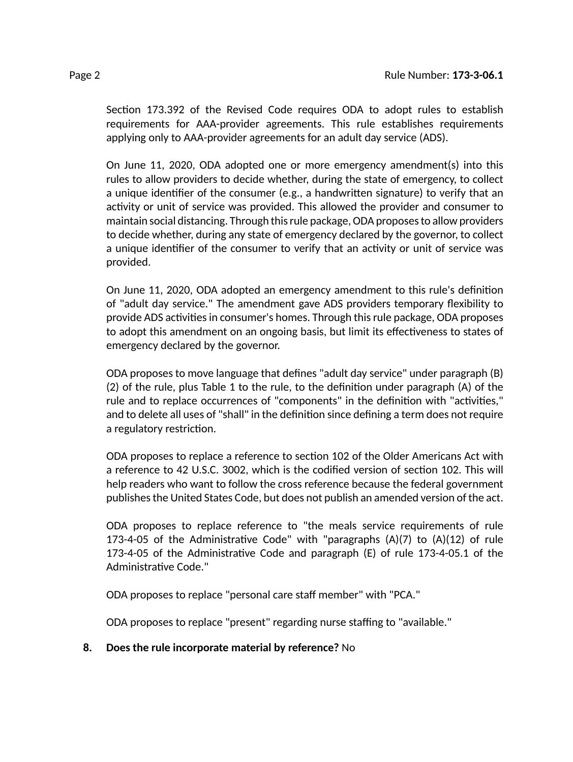Section 173.392 of the Revised Code requires ODA to adopt rules to establish requirements for AAA-provider agreements. This rule establishes requirements applying only to AAA-provider agreements for an adult day service (ADS).

On June 11, 2020, ODA adopted one or more emergency amendment(s) into this rules to allow providers to decide whether, during the state of emergency, to collect a unique identifier of the consumer (e.g., a handwritten signature) to verify that an activity or unit of service was provided. This allowed the provider and consumer to maintain social distancing. Through this rule package, ODA proposes to allow providers to decide whether, during any state of emergency declared by the governor, to collect a unique identifier of the consumer to verify that an activity or unit of service was provided.

On June 11, 2020, ODA adopted an emergency amendment to this rule's definition of "adult day service." The amendment gave ADS providers temporary flexibility to provide ADS activities in consumer's homes. Through this rule package, ODA proposes to adopt this amendment on an ongoing basis, but limit its effectiveness to states of emergency declared by the governor.

ODA proposes to move language that defines "adult day service" under paragraph (B)(2) of the rule, plus Table 1 to the rule, to the definition under paragraph (A) of the rule and to replace occurrences of "components" in the definition with "activities," and to delete all uses of "shall" in the definition since defining a term does not require a regulatory restriction.

ODA proposes to replace a reference to section 102 of the Older Americans Act with a reference to 42 U.S.C. 3002, which is the codified version of section 102. This will help readers who want to follow the cross reference because the federal government publishes the United States Code, but does not publish an amended version of the act.

ODA proposes to replace reference to "the meals service requirements of rule 173-4-05 of the Administrative Code" with "paragraphs (A)(7) to (A)(12) of rule 173-4-05 of the Administrative Code and paragraph (E) of rule 173-4-05.1 of the Administrative Code."

ODA proposes to replace "personal care staff member" with "PCA."

ODA proposes to replace "present" regarding nurse staffing to "available."

8. **Does the rule incorporate material by reference?** No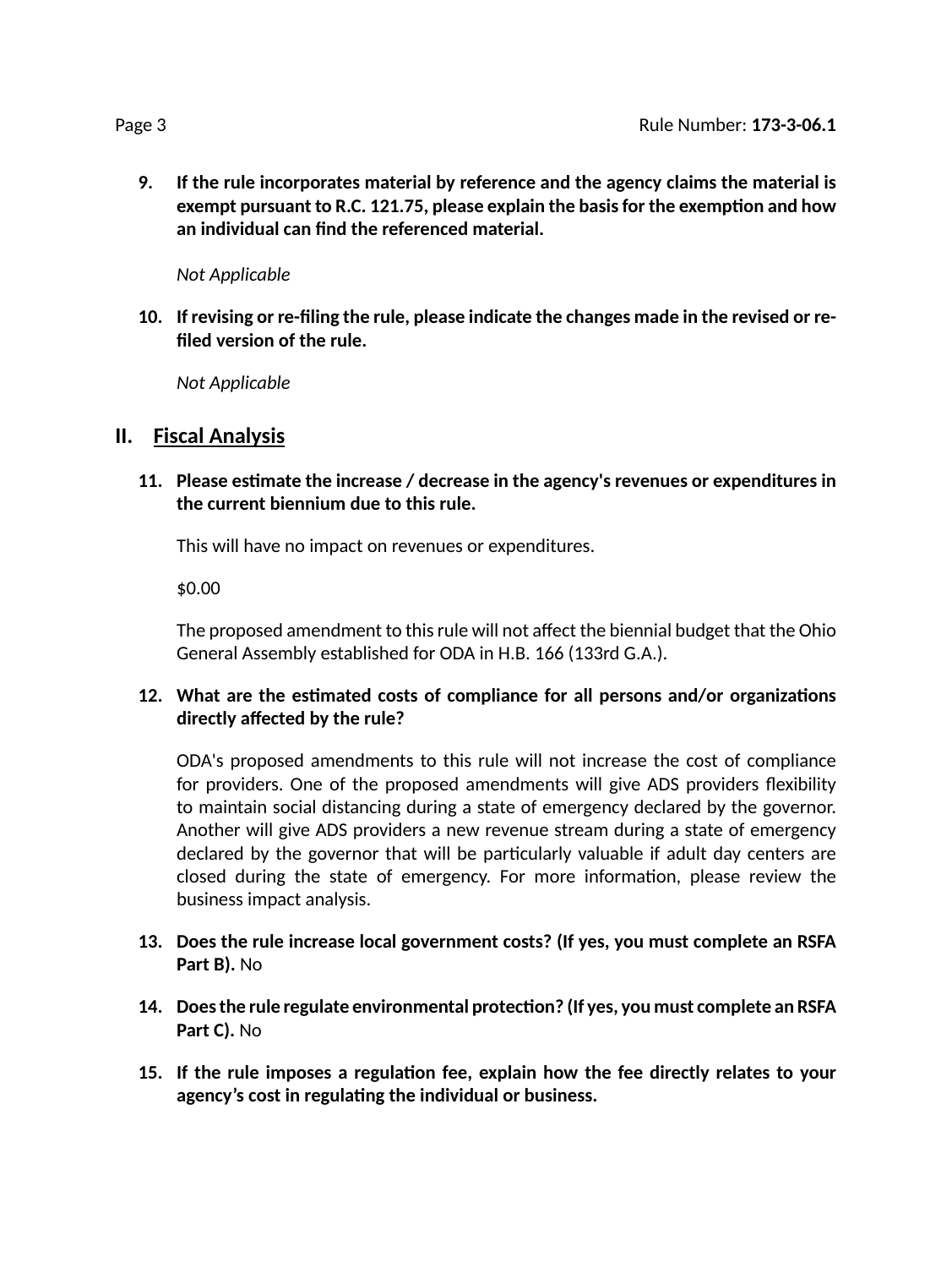9. **If the rule incorporates material by reference and the agency claims the material is exempt pursuant to R.C. 121.75, please explain the basis for the exemption and how an individual can find the referenced material.**

   *Not Applicable*

10. **If revising or re-filing the rule, please indicate the changes made in the revised or re-filed version of the rule.**

    *Not Applicable*

## II. Fiscal Analysis

11. **Please estimate the increase / decrease in the agency's revenues or expenditures in the current biennium due to this rule.**

    This will have no impact on revenues or expenditures.

    $0.00

    The proposed amendment to this rule will not affect the biennial budget that the Ohio General Assembly established for ODA in H.B. 166 (133rd G.A.).

12. **What are the estimated costs of compliance for all persons and/or organizations directly affected by the rule?**

    ODA's proposed amendments to this rule will not increase the cost of compliance for providers. One of the proposed amendments will give ADS providers flexibility to maintain social distancing during a state of emergency declared by the governor. Another will give ADS providers a new revenue stream during a state of emergency declared by the governor that will be particularly valuable if adult day centers are closed during the state of emergency. For more information, please review the business impact analysis.

13. **Does the rule increase local government costs? (If yes, you must complete an RSFA Part B).** No

14. **Does the rule regulate environmental protection? (If yes, you must complete an RSFA Part C).** No

15. **If the rule imposes a regulation fee, explain how the fee directly relates to your agency's cost in regulating the individual or business.**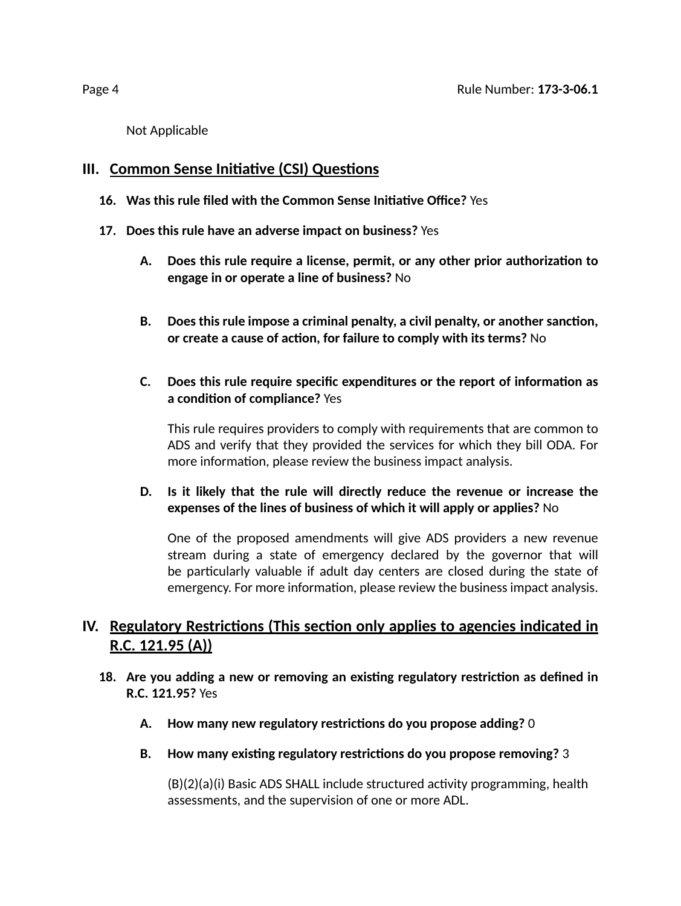Not Applicable

## III. Common Sense Initiative (CSI) Questions

**16. Was this rule filed with the Common Sense Initiative Office?** Yes

**17. Does this rule have an adverse impact on business?** Yes

**A. Does this rule require a license, permit, or any other prior authorization to engage in or operate a line of business?** No

**B. Does this rule impose a criminal penalty, a civil penalty, or another sanction, or create a cause of action, for failure to comply with its terms?** No

**C. Does this rule require specific expenditures or the report of information as a condition of compliance?** Yes

This rule requires providers to comply with requirements that are common to ADS and verify that they provided the services for which they bill ODA. For more information, please review the business impact analysis.

**D. Is it likely that the rule will directly reduce the revenue or increase the expenses of the lines of business of which it will apply or applies?** No

One of the proposed amendments will give ADS providers a new revenue stream during a state of emergency declared by the governor that will be particularly valuable if adult day centers are closed during the state of emergency. For more information, please review the business impact analysis.

## IV. Regulatory Restrictions (This section only applies to agencies indicated in R.C. 121.95 (A))

**18. Are you adding a new or removing an existing regulatory restriction as defined in R.C. 121.95?** Yes

**A. How many new regulatory restrictions do you propose adding?** 0

**B. How many existing regulatory restrictions do you propose removing?** 3

(B)(2)(a)(i) Basic ADS SHALL include structured activity programming, health assessments, and the supervision of one or more ADL.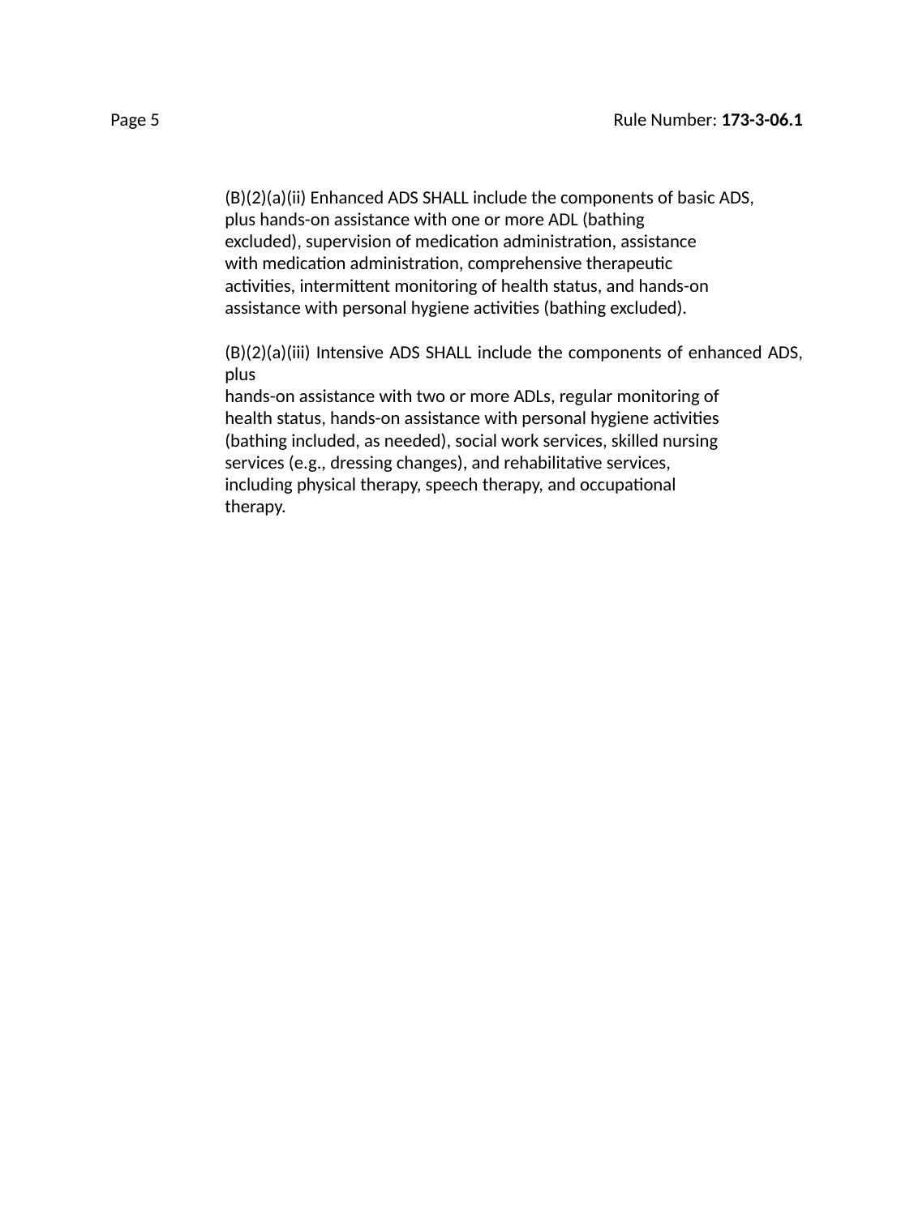(B)(2)(a)(ii) Enhanced ADS SHALL include the components of basic ADS, plus hands-on assistance with one or more ADL (bathing excluded), supervision of medication administration, assistance with medication administration, comprehensive therapeutic activities, intermittent monitoring of health status, and hands-on assistance with personal hygiene activities (bathing excluded).

(B)(2)(a)(iii) Intensive ADS SHALL include the components of enhanced ADS, plus hands-on assistance with two or more ADLs, regular monitoring of health status, hands-on assistance with personal hygiene activities (bathing included, as needed), social work services, skilled nursing services (e.g., dressing changes), and rehabilitative services, including physical therapy, speech therapy, and occupational therapy.